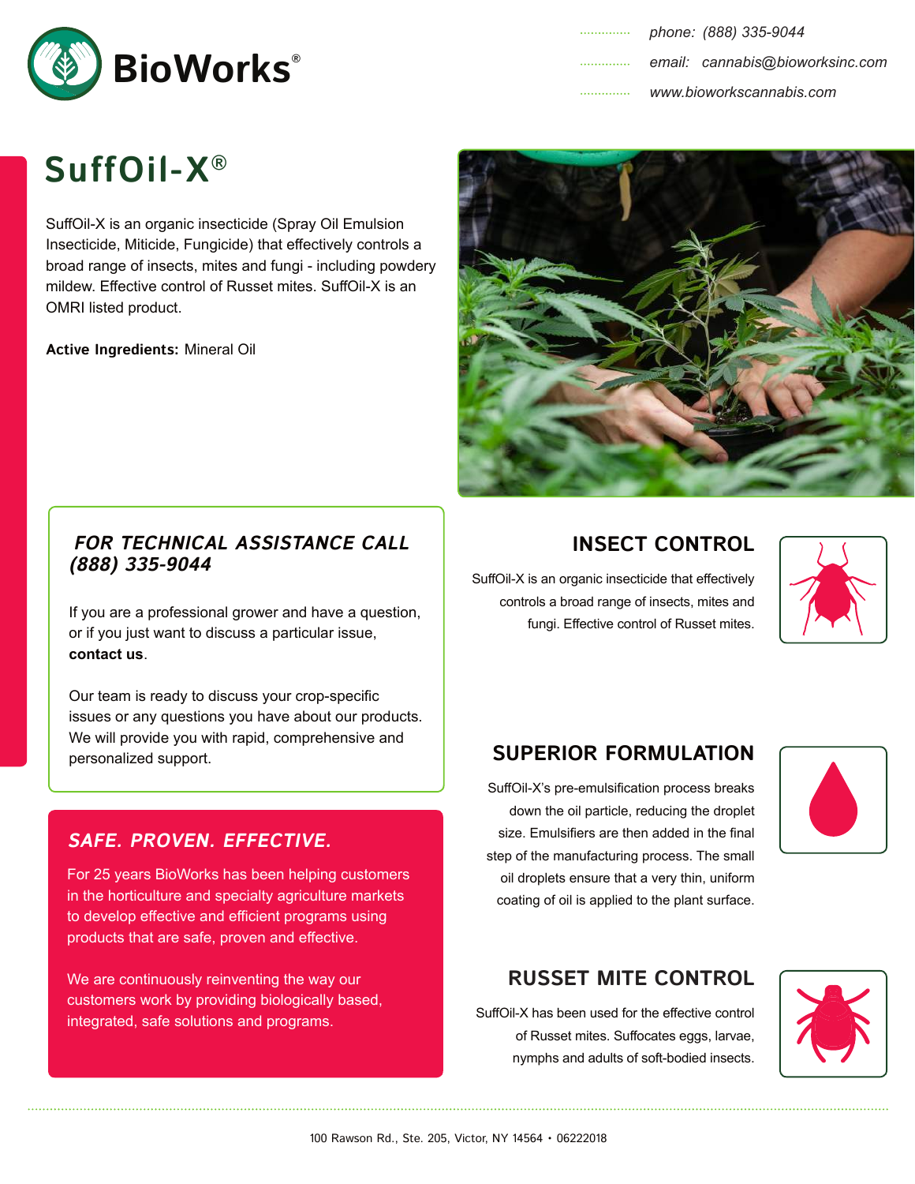# BioWorks®

phone: (888) 335-9044
email: cannabis@bioworksinc.com
www.bioworkscannabis.com

## SuffOil-X®

SuffOil-X is an organic insecticide (Spray Oil Emulsion Insecticide, Miticide, Fungicide) that effectively controls a broad range of insects, mites and fungi - including powdery mildew. Effective control of Russet mites. SuffOil-X is an OMRI listed product.

**Active Ingredients:** Mineral Oil

### *FOR TECHNICAL ASSISTANCE CALL (888) 335-9044*

If you are a professional grower and have a question, or if you just want to discuss a particular issue, **contact us**.

Our team is ready to discuss your crop-specific issues or any questions you have about our products. We will provide you with rapid, comprehensive and personalized support.

### *SAFE. PROVEN. EFFECTIVE.*

For 25 years BioWorks has been helping customers in the horticulture and specialty agriculture markets to develop effective and efficient programs using products that are safe, proven and effective.

We are continuously reinventing the way our customers work by providing biologically based, integrated, safe solutions and programs.

### INSECT CONTROL

SuffOil-X is an organic insecticide that effectively controls a broad range of insects, mites and fungi. Effective control of Russet mites.

### SUPERIOR FORMULATION

SuffOil-X's pre-emulsification process breaks down the oil particle, reducing the droplet size. Emulsifiers are then added in the final step of the manufacturing process. The small oil droplets ensure that a very thin, uniform coating of oil is applied to the plant surface.

### RUSSET MITE CONTROL

SuffOil-X has been used for the effective control of Russet mites. Suffocates eggs, larvae, nymphs and adults of soft-bodied insects.

100 Rawson Rd., Ste. 205, Victor, NY 14564 • 06222018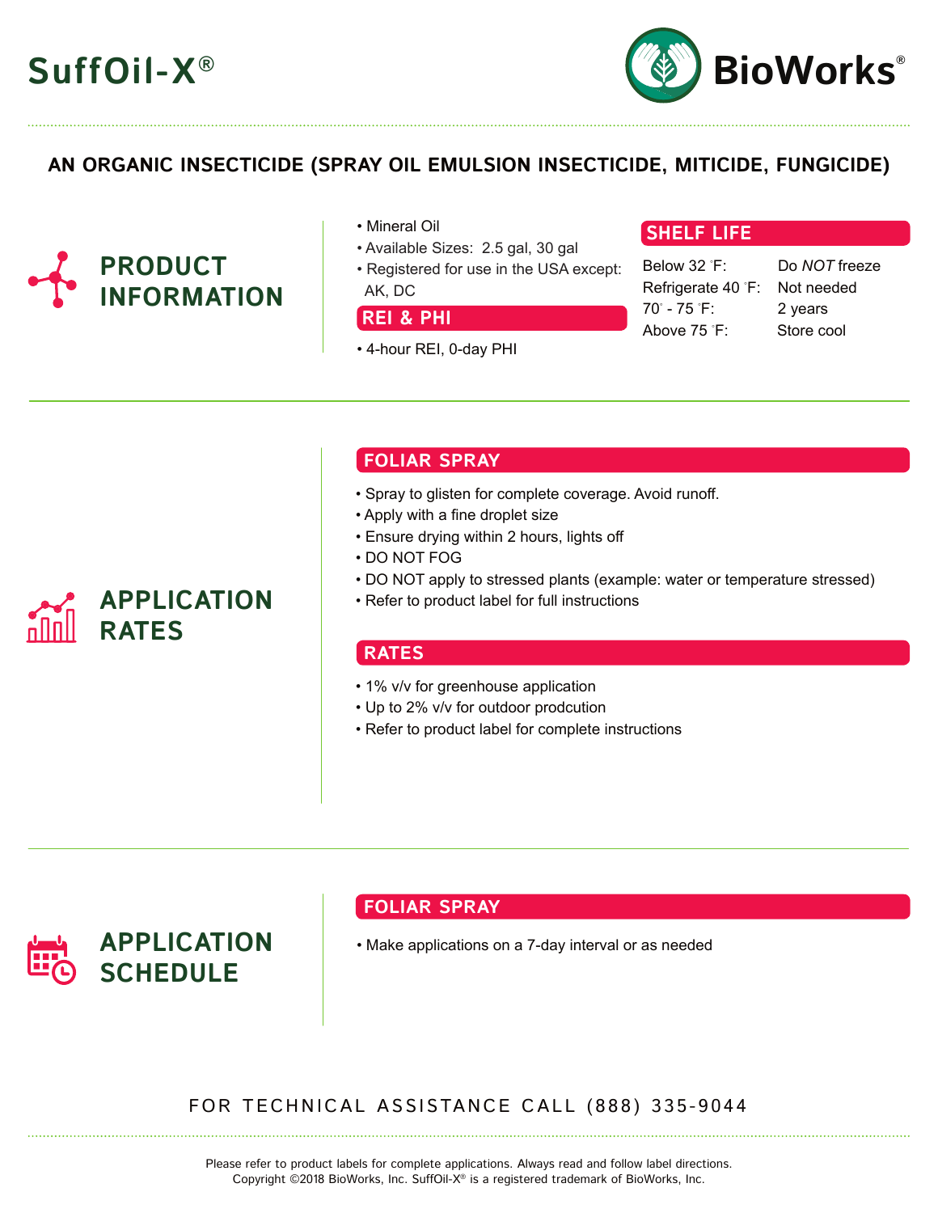# SuffOil-X®

BioWorks®

## AN ORGANIC INSECTICIDE (SPRAY OIL EMULSION INSECTICIDE, MITICIDE, FUNGICIDE)

## PRODUCT INFORMATION

- Mineral Oil
- Available Sizes: 2.5 gal, 30 gal
- Registered for use in the USA except: AK, DC

### REI & PHI

- 4-hour REI, 0-day PHI

### SHELF LIFE

| | |
|---|---|
| Below 32 °F: | Do *NOT* freeze |
| Refrigerate 40 °F: | Not needed |
| 70° - 75 °F: | 2 years |
| Above 75 °F: | Store cool |

## APPLICATION RATES

### FOLIAR SPRAY

- Spray to glisten for complete coverage. Avoid runoff.
- Apply with a fine droplet size
- Ensure drying within 2 hours, lights off
- DO NOT FOG
- DO NOT apply to stressed plants (example: water or temperature stressed)
- Refer to product label for full instructions

### RATES

- 1% v/v for greenhouse application
- Up to 2% v/v for outdoor prodcution
- Refer to product label for complete instructions

## APPLICATION SCHEDULE

### FOLIAR SPRAY

- Make applications on a 7-day interval or as needed

FOR TECHNICAL ASSISTANCE CALL (888) 335-9044

Please refer to product labels for complete applications. Always read and follow label directions.
Copyright ©2018 BioWorks, Inc. SuffOil-X® is a registered trademark of BioWorks, Inc.